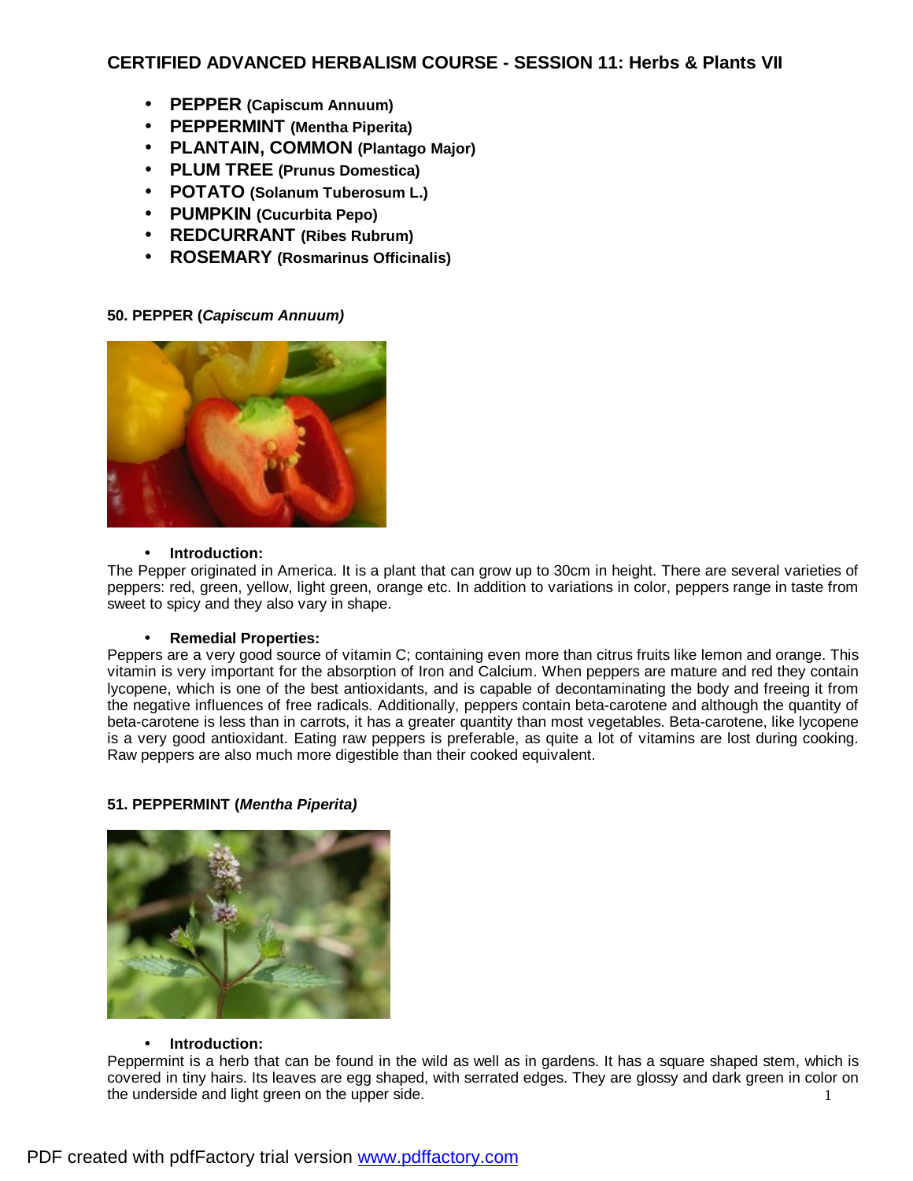# CERTIFIED ADVANCED HERBALISM COURSE - SESSION 11: Herbs & Plants VII

- **PEPPER (Capiscum Annuum)**
- **PEPPERMINT (Mentha Piperita)**
- **PLANTAIN, COMMON (Plantago Major)**
- **PLUM TREE (Prunus Domestica)**
- **POTATO (Solanum Tuberosum L.)**
- **PUMPKIN (Cucurbita Pepo)**
- **REDCURRANT (Ribes Rubrum)**
- **ROSEMARY (Rosmarinus Officinalis)**

### 50. PEPPER (*Capiscum Annuum)*

- **Introduction:**

The Pepper originated in America. It is a plant that can grow up to 30cm in height. There are several varieties of peppers: red, green, yellow, light green, orange etc. In addition to variations in color, peppers range in taste from sweet to spicy and they also vary in shape.

- **Remedial Properties:**

Peppers are a very good source of vitamin C; containing even more than citrus fruits like lemon and orange. This vitamin is very important for the absorption of Iron and Calcium. When peppers are mature and red they contain lycopene, which is one of the best antioxidants, and is capable of decontaminating the body and freeing it from the negative influences of free radicals. Additionally, peppers contain beta-carotene and although the quantity of beta-carotene is less than in carrots, it has a greater quantity than most vegetables. Beta-carotene, like lycopene is a very good antioxidant. Eating raw peppers is preferable, as quite a lot of vitamins are lost during cooking. Raw peppers are also much more digestible than their cooked equivalent.

### 51. PEPPERMINT (*Mentha Piperita)*

- **Introduction:**

Peppermint is a herb that can be found in the wild as well as in gardens. It has a square shaped stem, which is covered in tiny hairs. Its leaves are egg shaped, with serrated edges. They are glossy and dark green in color on the underside and light green on the upper side.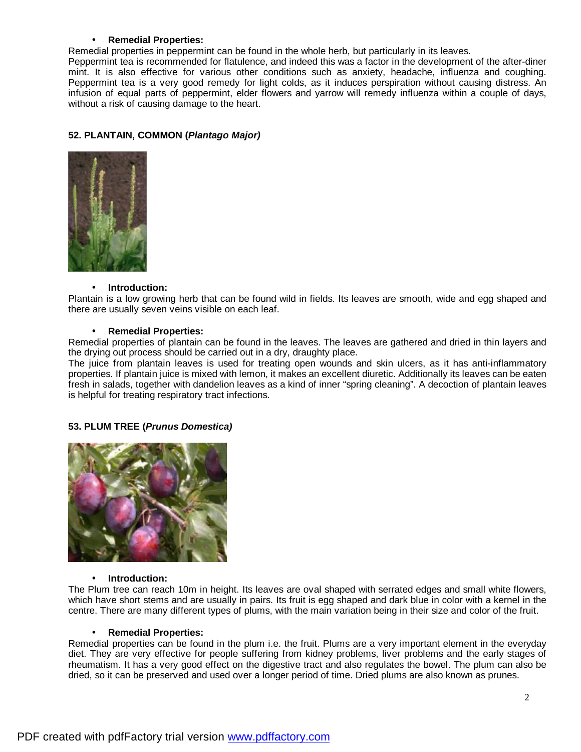- **Remedial Properties:**

Remedial properties in peppermint can be found in the whole herb, but particularly in its leaves.
Peppermint tea is recommended for flatulence, and indeed this was a factor in the development of the after-diner mint. It is also effective for various other conditions such as anxiety, headache, influenza and coughing. Peppermint tea is a very good remedy for light colds, as it induces perspiration without causing distress. An infusion of equal parts of peppermint, elder flowers and yarrow will remedy influenza within a couple of days, without a risk of causing damage to the heart.

### 52. PLANTAIN, COMMON (*Plantago Major)*

- **Introduction:**

Plantain is a low growing herb that can be found wild in fields. Its leaves are smooth, wide and egg shaped and there are usually seven veins visible on each leaf.

- **Remedial Properties:**

Remedial properties of plantain can be found in the leaves. The leaves are gathered and dried in thin layers and the drying out process should be carried out in a dry, draughty place.
The juice from plantain leaves is used for treating open wounds and skin ulcers, as it has anti-inflammatory properties. If plantain juice is mixed with lemon, it makes an excellent diuretic. Additionally its leaves can be eaten fresh in salads, together with dandelion leaves as a kind of inner "spring cleaning". A decoction of plantain leaves is helpful for treating respiratory tract infections.

### 53. PLUM TREE (*Prunus Domestica)*

- **Introduction:**

The Plum tree can reach 10m in height. Its leaves are oval shaped with serrated edges and small white flowers, which have short stems and are usually in pairs. Its fruit is egg shaped and dark blue in color with a kernel in the centre. There are many different types of plums, with the main variation being in their size and color of the fruit.

- **Remedial Properties:**

Remedial properties can be found in the plum i.e. the fruit. Plums are a very important element in the everyday diet. They are very effective for people suffering from kidney problems, liver problems and the early stages of rheumatism. It has a very good effect on the digestive tract and also regulates the bowel. The plum can also be dried, so it can be preserved and used over a longer period of time. Dried plums are also known as prunes.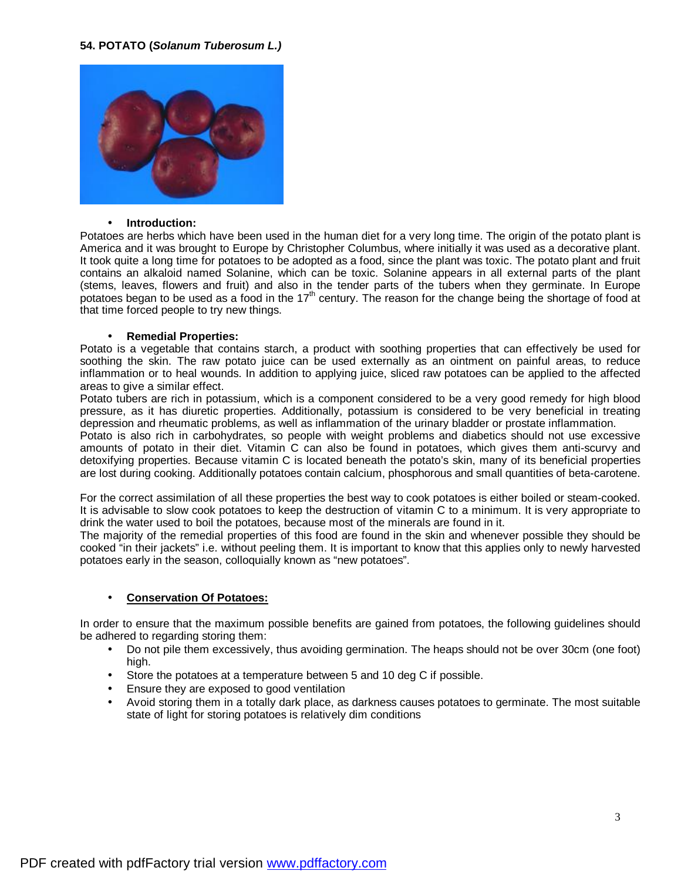**54. POTATO (*Solanum Tuberosum L.)***

- **Introduction:**

Potatoes are herbs which have been used in the human diet for a very long time. The origin of the potato plant is America and it was brought to Europe by Christopher Columbus, where initially it was used as a decorative plant. It took quite a long time for potatoes to be adopted as a food, since the plant was toxic. The potato plant and fruit contains an alkaloid named Solanine, which can be toxic. Solanine appears in all external parts of the plant (stems, leaves, flowers and fruit) and also in the tender parts of the tubers when they germinate. In Europe potatoes began to be used as a food in the 17th century. The reason for the change being the shortage of food at that time forced people to try new things.

- **Remedial Properties:**

Potato is a vegetable that contains starch, a product with soothing properties that can effectively be used for soothing the skin. The raw potato juice can be used externally as an ointment on painful areas, to reduce inflammation or to heal wounds. In addition to applying juice, sliced raw potatoes can be applied to the affected areas to give a similar effect.
Potato tubers are rich in potassium, which is a component considered to be a very good remedy for high blood pressure, as it has diuretic properties. Additionally, potassium is considered to be very beneficial in treating depression and rheumatic problems, as well as inflammation of the urinary bladder or prostate inflammation.
Potato is also rich in carbohydrates, so people with weight problems and diabetics should not use excessive amounts of potato in their diet. Vitamin C can also be found in potatoes, which gives them anti-scurvy and detoxifying properties. Because vitamin C is located beneath the potato's skin, many of its beneficial properties are lost during cooking. Additionally potatoes contain calcium, phosphorous and small quantities of beta-carotene.

For the correct assimilation of all these properties the best way to cook potatoes is either boiled or steam-cooked. It is advisable to slow cook potatoes to keep the destruction of vitamin C to a minimum. It is very appropriate to drink the water used to boil the potatoes, because most of the minerals are found in it.
The majority of the remedial properties of this food are found in the skin and whenever possible they should be cooked "in their jackets" i.e. without peeling them. It is important to know that this applies only to newly harvested potatoes early in the season, colloquially known as "new potatoes".

- **Conservation Of Potatoes:**

In order to ensure that the maximum possible benefits are gained from potatoes, the following guidelines should be adhered to regarding storing them:

- Do not pile them excessively, thus avoiding germination. The heaps should not be over 30cm (one foot) high.
- Store the potatoes at a temperature between 5 and 10 deg C if possible.
- Ensure they are exposed to good ventilation
- Avoid storing them in a totally dark place, as darkness causes potatoes to germinate. The most suitable state of light for storing potatoes is relatively dim conditions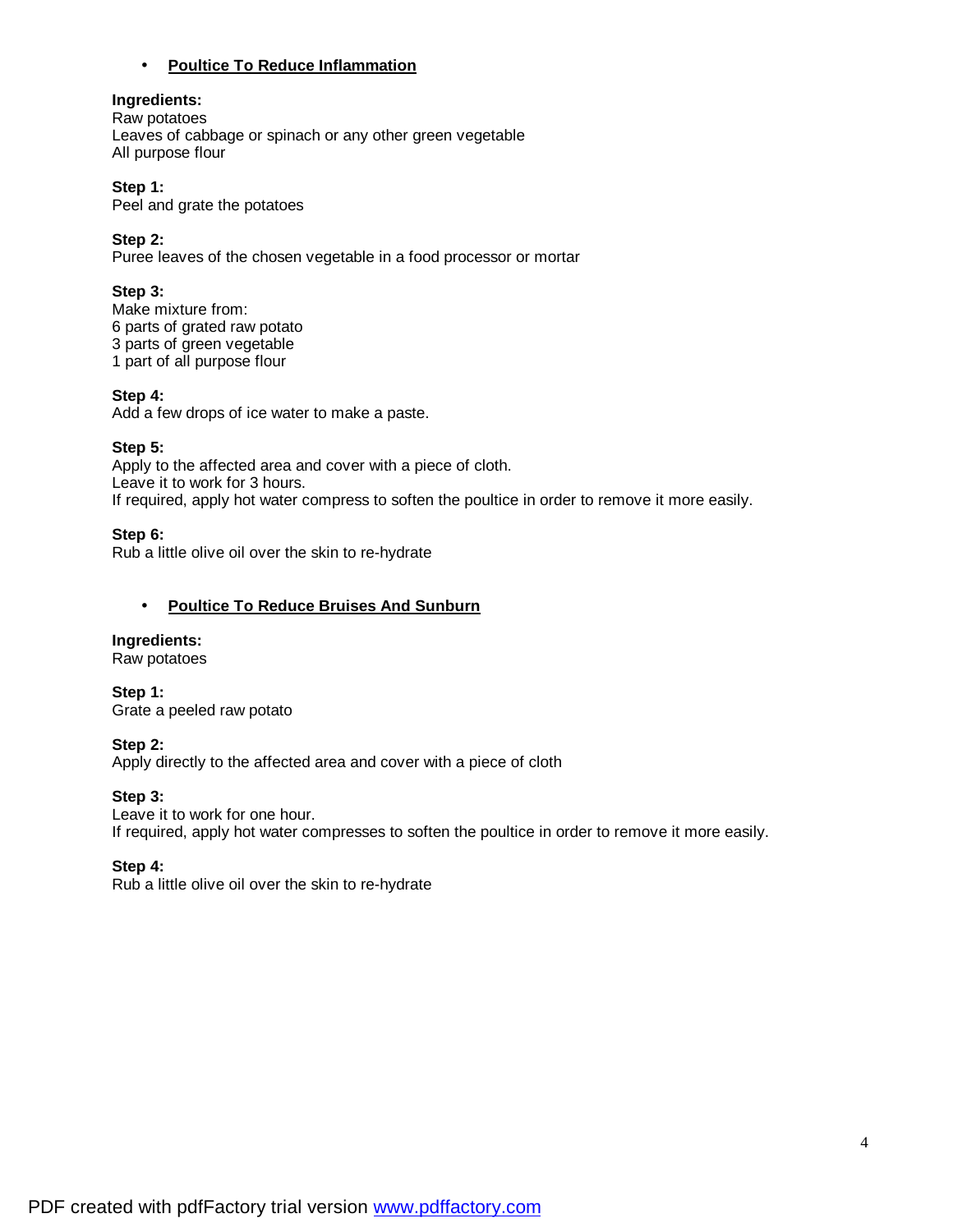- **Poultice To Reduce Inflammation**

**Ingredients:**
Raw potatoes
Leaves of cabbage or spinach or any other green vegetable
All purpose flour

**Step 1:**
Peel and grate the potatoes

**Step 2:**
Puree leaves of the chosen vegetable in a food processor or mortar

**Step 3:**
Make mixture from:
6 parts of grated raw potato
3 parts of green vegetable
1 part of all purpose flour

**Step 4:**
Add a few drops of ice water to make a paste.

**Step 5:**
Apply to the affected area and cover with a piece of cloth.
Leave it to work for 3 hours.
If required, apply hot water compress to soften the poultice in order to remove it more easily.

**Step 6:**
Rub a little olive oil over the skin to re-hydrate

- **Poultice To Reduce Bruises And Sunburn**

**Ingredients:**
Raw potatoes

**Step 1:**
Grate a peeled raw potato

**Step 2:**
Apply directly to the affected area and cover with a piece of cloth

**Step 3:**
Leave it to work for one hour.
If required, apply hot water compresses to soften the poultice in order to remove it more easily.

**Step 4:**
Rub a little olive oil over the skin to re-hydrate

PDF created with pdfFactory trial version www.pdffactory.com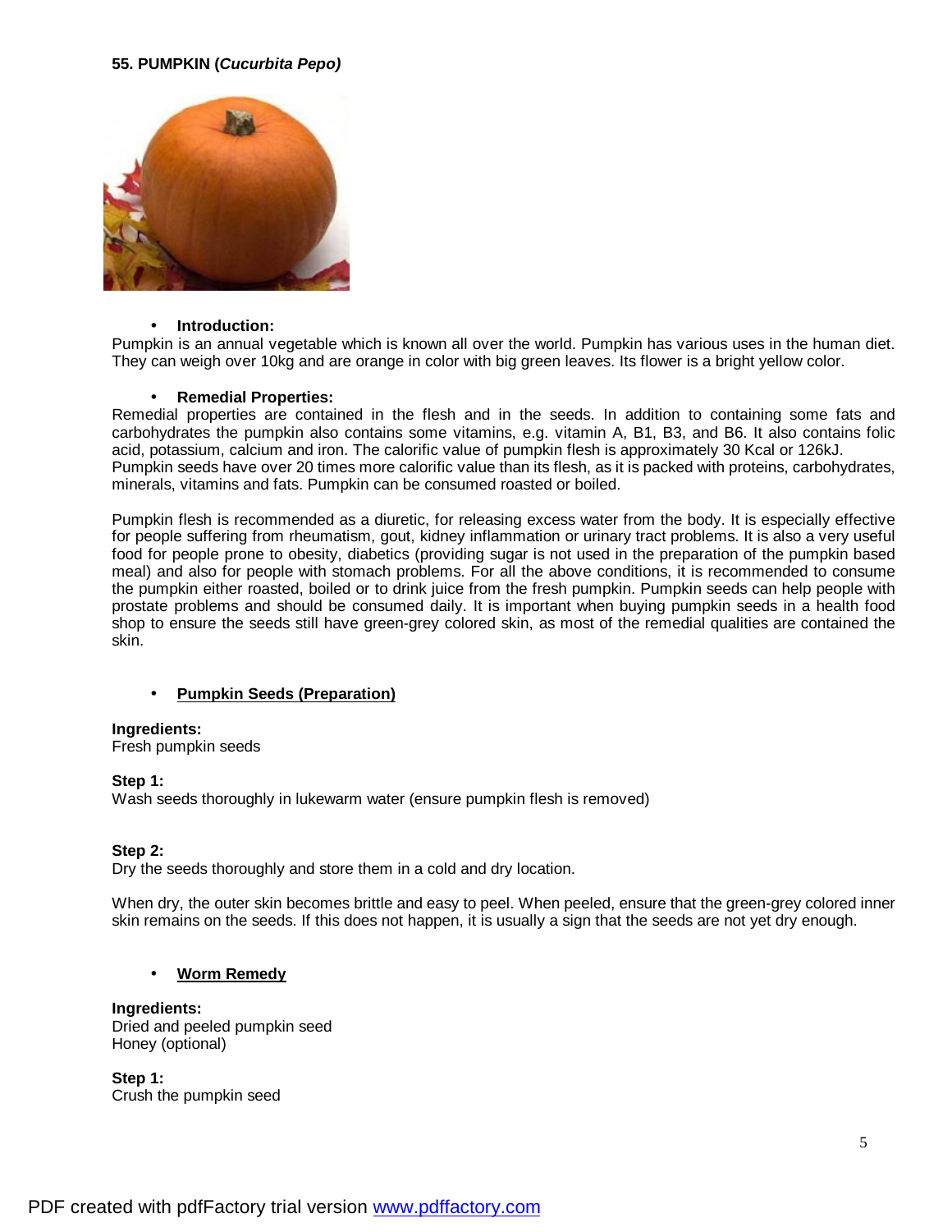**55. PUMPKIN (*Cucurbita Pepo*)**

- **Introduction:**

Pumpkin is an annual vegetable which is known all over the world. Pumpkin has various uses in the human diet. They can weigh over 10kg and are orange in color with big green leaves. Its flower is a bright yellow color.

- **Remedial Properties:**

Remedial properties are contained in the flesh and in the seeds. In addition to containing some fats and carbohydrates the pumpkin also contains some vitamins, e.g. vitamin A, B1, B3, and B6. It also contains folic acid, potassium, calcium and iron. The calorific value of pumpkin flesh is approximately 30 Kcal or 126kJ. Pumpkin seeds have over 20 times more calorific value than its flesh, as it is packed with proteins, carbohydrates, minerals, vitamins and fats. Pumpkin can be consumed roasted or boiled.

Pumpkin flesh is recommended as a diuretic, for releasing excess water from the body. It is especially effective for people suffering from rheumatism, gout, kidney inflammation or urinary tract problems. It is also a very useful food for people prone to obesity, diabetics (providing sugar is not used in the preparation of the pumpkin based meal) and also for people with stomach problems. For all the above conditions, it is recommended to consume the pumpkin either roasted, boiled or to drink juice from the fresh pumpkin. Pumpkin seeds can help people with prostate problems and should be consumed daily. It is important when buying pumpkin seeds in a health food shop to ensure the seeds still have green-grey colored skin, as most of the remedial qualities are contained the skin.

- **Pumpkin Seeds (Preparation)**

**Ingredients:**
Fresh pumpkin seeds

**Step 1:**
Wash seeds thoroughly in lukewarm water (ensure pumpkin flesh is removed)

**Step 2:**
Dry the seeds thoroughly and store them in a cold and dry location.

When dry, the outer skin becomes brittle and easy to peel. When peeled, ensure that the green-grey colored inner skin remains on the seeds. If this does not happen, it is usually a sign that the seeds are not yet dry enough.

- **Worm Remedy**

**Ingredients:**
Dried and peeled pumpkin seed
Honey (optional)

**Step 1:**
Crush the pumpkin seed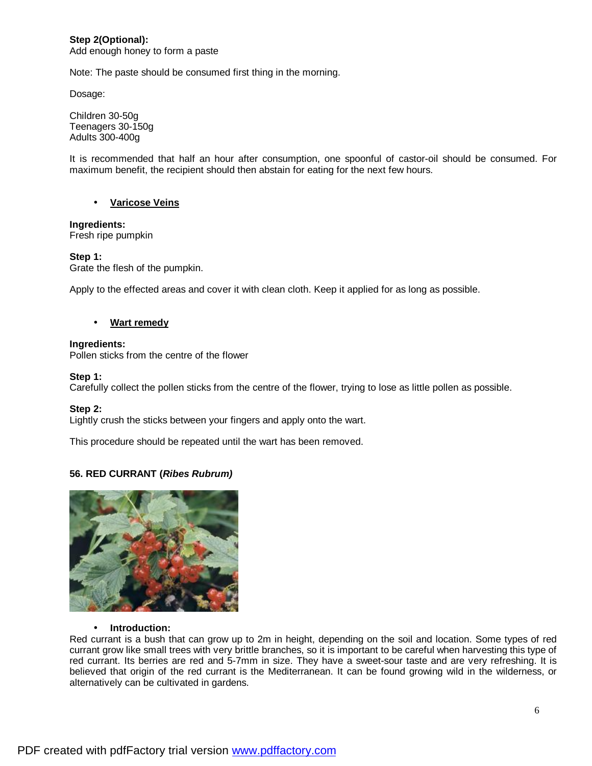**Step 2(Optional):**
Add enough honey to form a paste

Note: The paste should be consumed first thing in the morning.

Dosage:

Children 30-50g
Teenagers 30-150g
Adults 300-400g

It is recommended that half an hour after consumption, one spoonful of castor-oil should be consumed. For maximum benefit, the recipient should then abstain for eating for the next few hours.

- **Varicose Veins**

**Ingredients:**
Fresh ripe pumpkin

**Step 1:**
Grate the flesh of the pumpkin.

Apply to the effected areas and cover it with clean cloth. Keep it applied for as long as possible.

- **Wart remedy**

**Ingredients:**
Pollen sticks from the centre of the flower

**Step 1:**
Carefully collect the pollen sticks from the centre of the flower, trying to lose as little pollen as possible.

**Step 2:**
Lightly crush the sticks between your fingers and apply onto the wart.

This procedure should be repeated until the wart has been removed.

### 56. RED CURRANT (*Ribes Rubrum)*

- **Introduction:**

Red currant is a bush that can grow up to 2m in height, depending on the soil and location. Some types of red currant grow like small trees with very brittle branches, so it is important to be careful when harvesting this type of red currant. Its berries are red and 5-7mm in size. They have a sweet-sour taste and are very refreshing. It is believed that origin of the red currant is the Mediterranean. It can be found growing wild in the wilderness, or alternatively can be cultivated in gardens.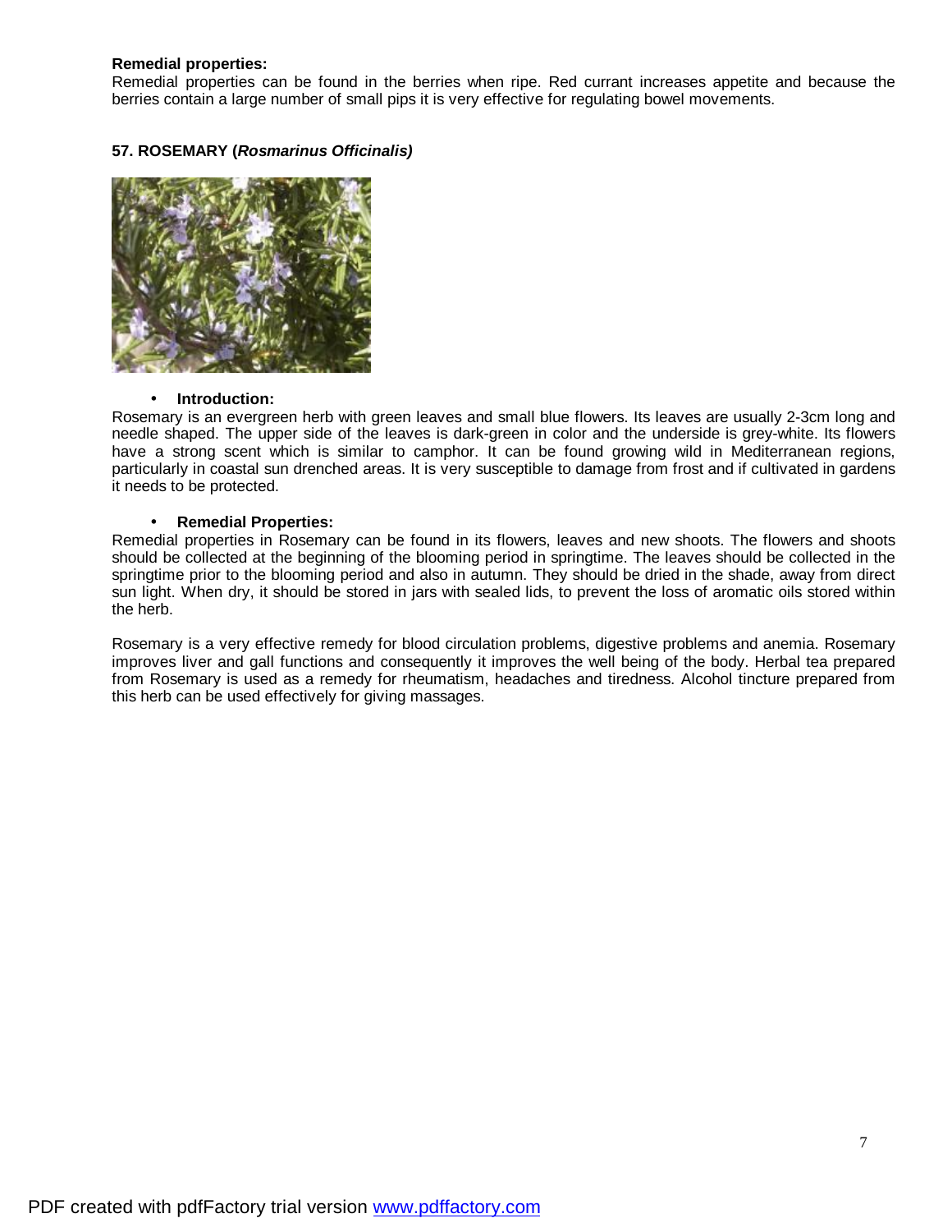**Remedial properties:**
Remedial properties can be found in the berries when ripe. Red currant increases appetite and because the berries contain a large number of small pips it is very effective for regulating bowel movements.

**57. ROSEMARY (*Rosmarinus Officinalis)***

- **Introduction:**

Rosemary is an evergreen herb with green leaves and small blue flowers. Its leaves are usually 2-3cm long and needle shaped. The upper side of the leaves is dark-green in color and the underside is grey-white. Its flowers have a strong scent which is similar to camphor. It can be found growing wild in Mediterranean regions, particularly in coastal sun drenched areas. It is very susceptible to damage from frost and if cultivated in gardens it needs to be protected.

- **Remedial Properties:**

Remedial properties in Rosemary can be found in its flowers, leaves and new shoots. The flowers and shoots should be collected at the beginning of the blooming period in springtime. The leaves should be collected in the springtime prior to the blooming period and also in autumn. They should be dried in the shade, away from direct sun light. When dry, it should be stored in jars with sealed lids, to prevent the loss of aromatic oils stored within the herb.

Rosemary is a very effective remedy for blood circulation problems, digestive problems and anemia. Rosemary improves liver and gall functions and consequently it improves the well being of the body. Herbal tea prepared from Rosemary is used as a remedy for rheumatism, headaches and tiredness. Alcohol tincture prepared from this herb can be used effectively for giving massages.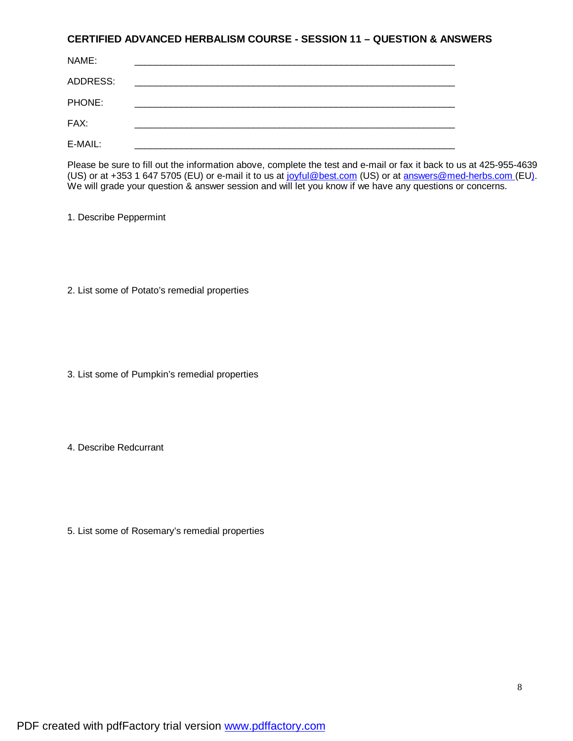**CERTIFIED ADVANCED HERBALISM COURSE - SESSION 11 – QUESTION & ANSWERS**

NAME: ______________________________________________________________

ADDRESS: ______________________________________________________________

PHONE: ______________________________________________________________

FAX: ______________________________________________________________

E-MAIL: ______________________________________________________________

Please be sure to fill out the information above, complete the test and e-mail or fax it back to us at 425-955-4639 (US) or at +353 1 647 5705 (EU) or e-mail it to us at joyful@best.com (US) or at answers@med-herbs.com (EU). We will grade your question & answer session and will let you know if we have any questions or concerns.

1. Describe Peppermint

2. List some of Potato's remedial properties

3. List some of Pumpkin's remedial properties

4. Describe Redcurrant

5. List some of Rosemary's remedial properties

PDF created with pdfFactory trial version www.pdffactory.com